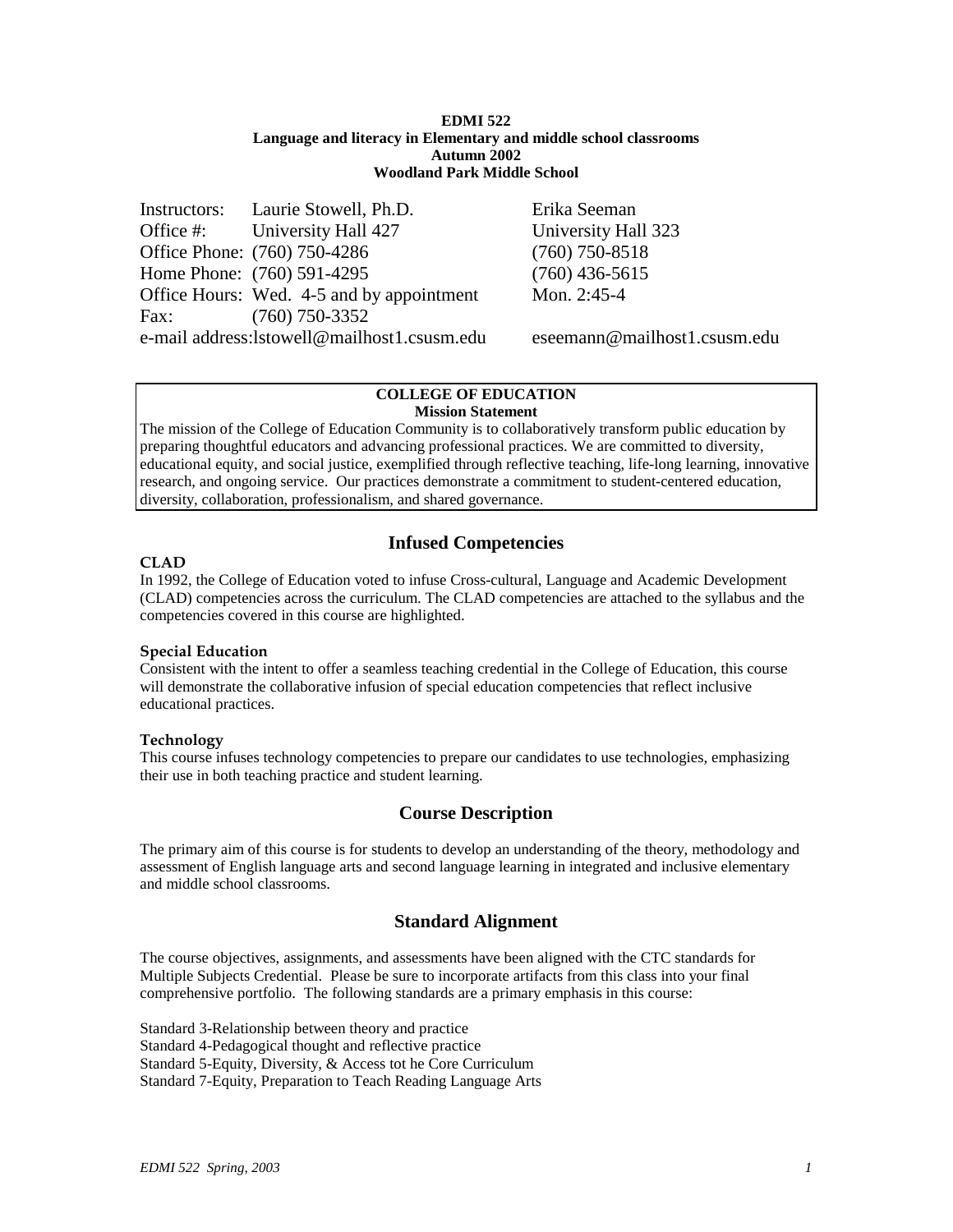**EDMI 522**
**Language and literacy in Elementary and middle school classrooms**
**Autumn 2002**
**Woodland Park Middle School**

| | | |
|---|---|---|
| Instructors: | Laurie Stowell, Ph.D. | Erika Seeman |
| Office #: | University Hall 427 | University Hall 323 |
| Office Phone: | (760) 750-4286 | (760) 750-8518 |
| Home Phone: | (760) 591-4295 | (760) 436-5615 |
| Office Hours: | Wed. 4-5 and by appointment | Mon. 2:45-4 |
| Fax: | (760) 750-3352 | |
| e-mail address: | lstowell@mailhost1.csusm.edu | eseemann@mailhost1.csusm.edu |

**COLLEGE OF EDUCATION**
**Mission Statement**

The mission of the College of Education Community is to collaboratively transform public education by preparing thoughtful educators and advancing professional practices. We are committed to diversity, educational equity, and social justice, exemplified through reflective teaching, life-long learning, innovative research, and ongoing service. Our practices demonstrate a commitment to student-centered education, diversity, collaboration, professionalism, and shared governance.

## Infused Competencies

### CLAD

In 1992, the College of Education voted to infuse Cross-cultural, Language and Academic Development (CLAD) competencies across the curriculum. The CLAD competencies are attached to the syllabus and the competencies covered in this course are highlighted.

### Special Education

Consistent with the intent to offer a seamless teaching credential in the College of Education, this course will demonstrate the collaborative infusion of special education competencies that reflect inclusive educational practices.

### Technology

This course infuses technology competencies to prepare our candidates to use technologies, emphasizing their use in both teaching practice and student learning.

## Course Description

The primary aim of this course is for students to develop an understanding of the theory, methodology and assessment of English language arts and second language learning in integrated and inclusive elementary and middle school classrooms.

## Standard Alignment

The course objectives, assignments, and assessments have been aligned with the CTC standards for Multiple Subjects Credential. Please be sure to incorporate artifacts from this class into your final comprehensive portfolio. The following standards are a primary emphasis in this course:

Standard 3-Relationship between theory and practice
Standard 4-Pedagogical thought and reflective practice
Standard 5-Equity, Diversity, & Access tot he Core Curriculum
Standard 7-Equity, Preparation to Teach Reading Language Arts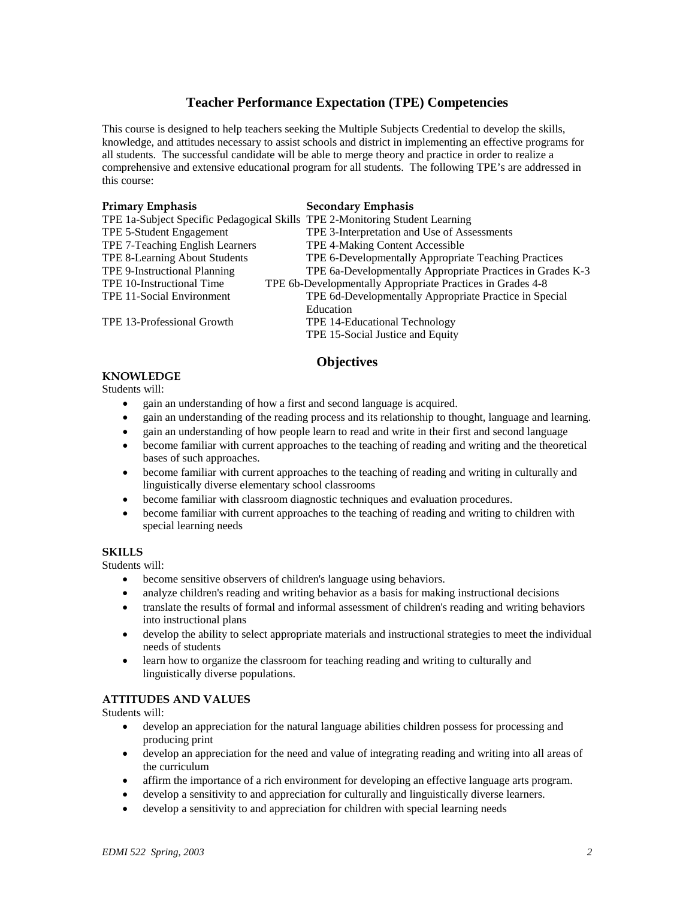## Teacher Performance Expectation (TPE) Competencies

This course is designed to help teachers seeking the Multiple Subjects Credential to develop the skills, knowledge, and attitudes necessary to assist schools and district in implementing an effective programs for all students. The successful candidate will be able to merge theory and practice in order to realize a comprehensive and extensive educational program for all students. The following TPE's are addressed in this course:

| **Primary Emphasis** | **Secondary Emphasis** |
|---|---|
| TPE 1a-Subject Specific Pedagogical Skills | TPE 2-Monitoring Student Learning |
| TPE 5-Student Engagement | TPE 3-Interpretation and Use of Assessments |
| TPE 7-Teaching English Learners | TPE 4-Making Content Accessible |
| TPE 8-Learning About Students | TPE 6-Developmentally Appropriate Teaching Practices |
| TPE 9-Instructional Planning | TPE 6a-Developmentally Appropriate Practices in Grades K-3 |
| TPE 10-Instructional Time | TPE 6b-Developmentally Appropriate Practices in Grades 4-8 |
| TPE 11-Social Environment | TPE 6d-Developmentally Appropriate Practice in Special Education |
| TPE 13-Professional Growth | TPE 14-Educational Technology |
| | TPE 15-Social Justice and Equity |

## Objectives

### KNOWLEDGE

Students will:

- gain an understanding of how a first and second language is acquired.
- gain an understanding of the reading process and its relationship to thought, language and learning.
- gain an understanding of how people learn to read and write in their first and second language
- become familiar with current approaches to the teaching of reading and writing and the theoretical bases of such approaches.
- become familiar with current approaches to the teaching of reading and writing in culturally and linguistically diverse elementary school classrooms
- become familiar with classroom diagnostic techniques and evaluation procedures.
- become familiar with current approaches to the teaching of reading and writing to children with special learning needs

### SKILLS

Students will:

- become sensitive observers of children's language using behaviors.
- analyze children's reading and writing behavior as a basis for making instructional decisions
- translate the results of formal and informal assessment of children's reading and writing behaviors into instructional plans
- develop the ability to select appropriate materials and instructional strategies to meet the individual needs of students
- learn how to organize the classroom for teaching reading and writing to culturally and linguistically diverse populations.

### ATTITUDES AND VALUES

Students will:

- develop an appreciation for the natural language abilities children possess for processing and producing print
- develop an appreciation for the need and value of integrating reading and writing into all areas of the curriculum
- affirm the importance of a rich environment for developing an effective language arts program.
- develop a sensitivity to and appreciation for culturally and linguistically diverse learners.
- develop a sensitivity to and appreciation for children with special learning needs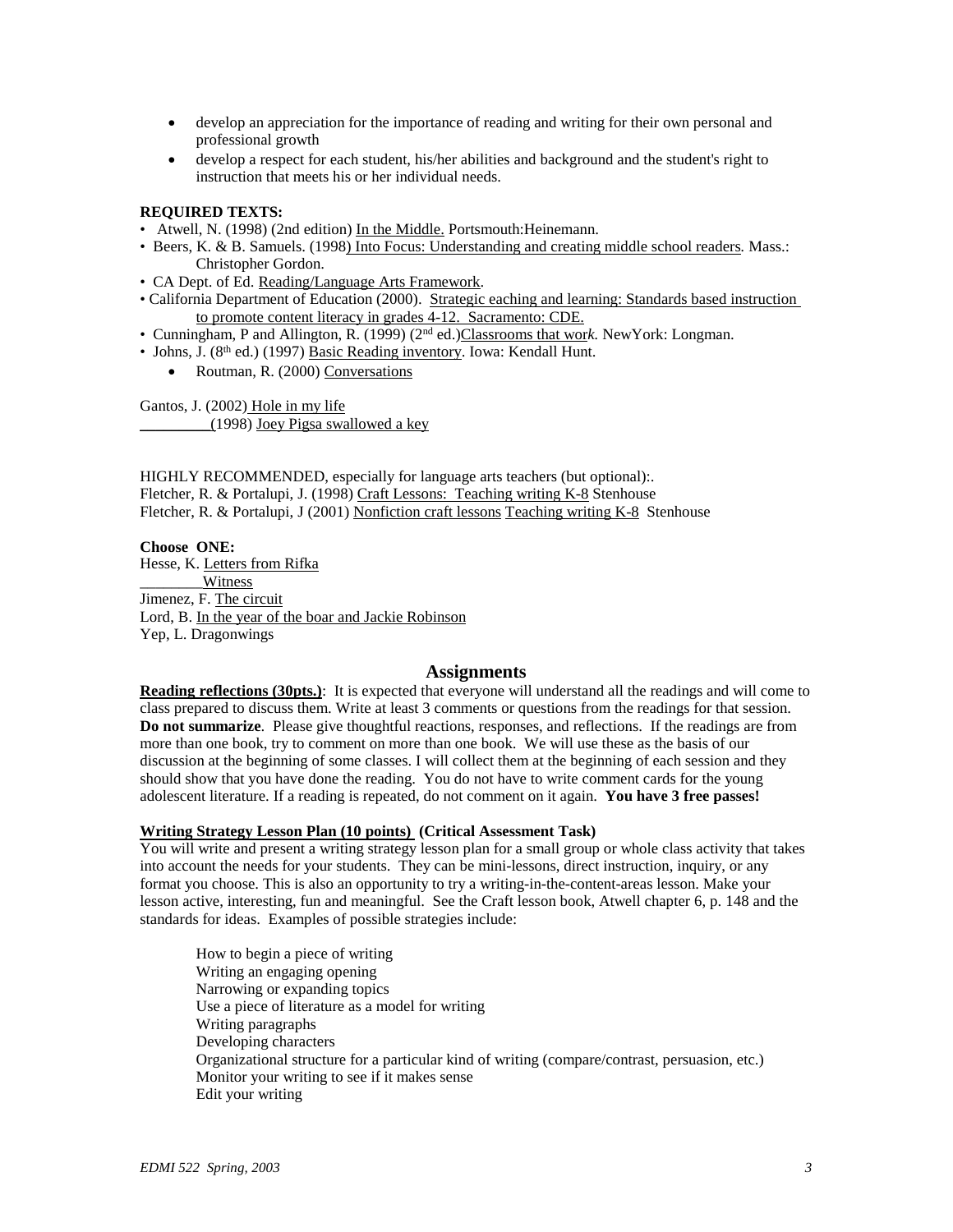- develop an appreciation for the importance of reading and writing for their own personal and professional growth
- develop a respect for each student, his/her abilities and background and the student's right to instruction that meets his or her individual needs.

**REQUIRED TEXTS:**

- Atwell, N. (1998) (2nd edition) In the Middle. Portsmouth:Heinemann.
- Beers, K. & B. Samuels. (1998) Into Focus: Understanding and creating middle school readers. Mass.: Christopher Gordon.
- CA Dept. of Ed. Reading/Language Arts Framework.
- California Department of Education (2000). Strategic eaching and learning: Standards based instruction to promote content literacy in grades 4-12. Sacramento: CDE.
- Cunningham, P and Allington, R. (1999) (2nd ed.)Classrooms that work. NewYork: Longman.
- Johns, J. (8th ed.) (1997) Basic Reading inventory. Iowa: Kendall Hunt.
    - Routman, R. (2000) Conversations

Gantos, J. (2002) Hole in my life
_________(1998) Joey Pigsa swallowed a key

HIGHLY RECOMMENDED, especially for language arts teachers (but optional):.
Fletcher, R. & Portalupi, J. (1998) Craft Lessons: Teaching writing K-8 Stenhouse
Fletcher, R. & Portalupi, J (2001) Nonfiction craft lessons Teaching writing K-8 Stenhouse

**Choose ONE:**
Hesse, K. Letters from Rifka
________ Witness
Jimenez, F. The circuit
Lord, B. In the year of the boar and Jackie Robinson
Yep, L. Dragonwings

## Assignments

**Reading reflections (30pts.)**: It is expected that everyone will understand all the readings and will come to class prepared to discuss them. Write at least 3 comments or questions from the readings for that session. **Do not summarize**. Please give thoughtful reactions, responses, and reflections. If the readings are from more than one book, try to comment on more than one book. We will use these as the basis of our discussion at the beginning of some classes. I will collect them at the beginning of each session and they should show that you have done the reading. You do not have to write comment cards for the young adolescent literature. If a reading is repeated, do not comment on it again. **You have 3 free passes!**

**Writing Strategy Lesson Plan (10 points) (Critical Assessment Task)**
You will write and present a writing strategy lesson plan for a small group or whole class activity that takes into account the needs for your students. They can be mini-lessons, direct instruction, inquiry, or any format you choose. This is also an opportunity to try a writing-in-the-content-areas lesson. Make your lesson active, interesting, fun and meaningful. See the Craft lesson book, Atwell chapter 6, p. 148 and the standards for ideas. Examples of possible strategies include:

How to begin a piece of writing
Writing an engaging opening
Narrowing or expanding topics
Use a piece of literature as a model for writing
Writing paragraphs
Developing characters
Organizational structure for a particular kind of writing (compare/contrast, persuasion, etc.)
Monitor your writing to see if it makes sense
Edit your writing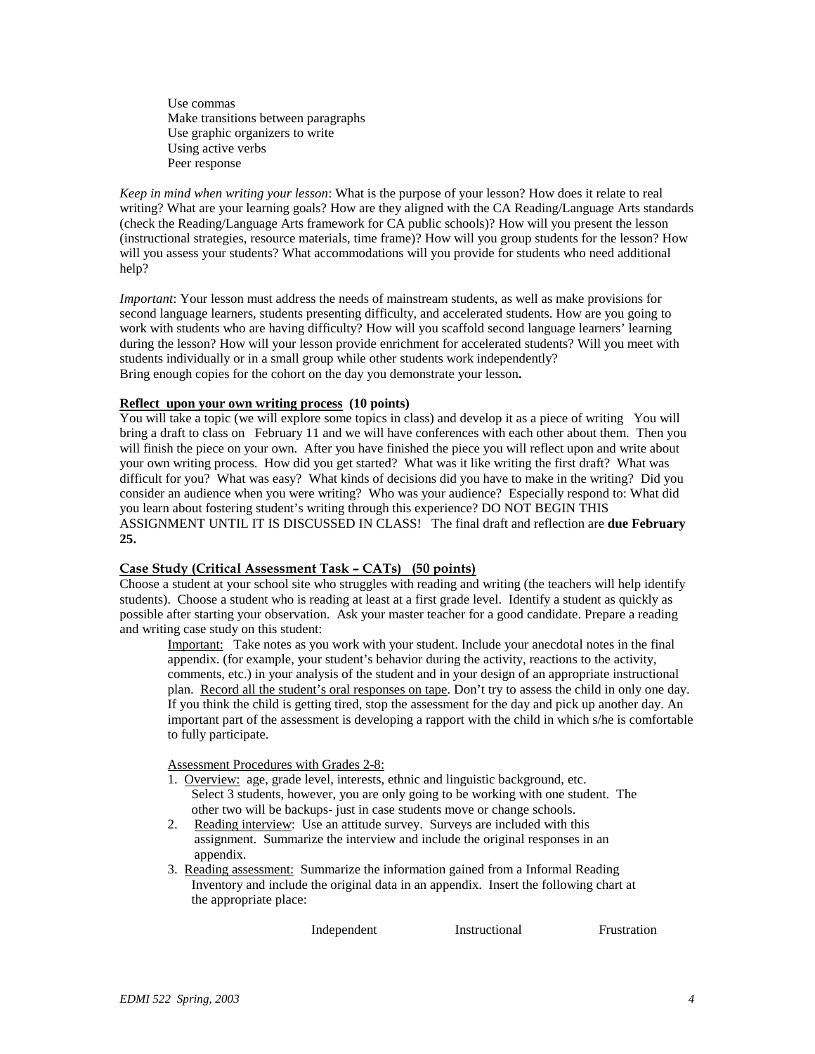Use commas
Make transitions between paragraphs
Use graphic organizers to write
Using active verbs
Peer response

*Keep in mind when writing your lesson*: What is the purpose of your lesson? How does it relate to real writing? What are your learning goals? How are they aligned with the CA Reading/Language Arts standards (check the Reading/Language Arts framework for CA public schools)? How will you present the lesson (instructional strategies, resource materials, time frame)? How will you group students for the lesson? How will you assess your students? What accommodations will you provide for students who need additional help?

*Important*: Your lesson must address the needs of mainstream students, as well as make provisions for second language learners, students presenting difficulty, and accelerated students. How are you going to work with students who are having difficulty? How will you scaffold second language learners' learning during the lesson? How will your lesson provide enrichment for accelerated students? Will you meet with students individually or in a small group while other students work independently?
Bring enough copies for the cohort on the day you demonstrate your lesson**.**

**Reflect upon your own writing process (10 points)**

You will take a topic (we will explore some topics in class) and develop it as a piece of writing You will bring a draft to class on February 11 and we will have conferences with each other about them. Then you will finish the piece on your own. After you have finished the piece you will reflect upon and write about your own writing process. How did you get started? What was it like writing the first draft? What was difficult for you? What was easy? What kinds of decisions did you have to make in the writing? Did you consider an audience when you were writing? Who was your audience? Especially respond to: What did you learn about fostering student's writing through this experience? DO NOT BEGIN THIS ASSIGNMENT UNTIL IT IS DISCUSSED IN CLASS! The final draft and reflection are **due February 25.**

**Case Study (Critical Assessment Task – CATs) (50 points)**

Choose a student at your school site who struggles with reading and writing (the teachers will help identify students). Choose a student who is reading at least at a first grade level. Identify a student as quickly as possible after starting your observation. Ask your master teacher for a good candidate. Prepare a reading and writing case study on this student:

Important: Take notes as you work with your student. Include your anecdotal notes in the final appendix. (for example, your student's behavior during the activity, reactions to the activity, comments, etc.) in your analysis of the student and in your design of an appropriate instructional plan. Record all the student's oral responses on tape. Don't try to assess the child in only one day. If you think the child is getting tired, stop the assessment for the day and pick up another day. An important part of the assessment is developing a rapport with the child in which s/he is comfortable to fully participate.

Assessment Procedures with Grades 2-8:

1. Overview: age, grade level, interests, ethnic and linguistic background, etc. Select 3 students, however, you are only going to be working with one student. The other two will be backups- just in case students move or change schools.
2. Reading interview: Use an attitude survey. Surveys are included with this assignment. Summarize the interview and include the original responses in an appendix.
3. Reading assessment: Summarize the information gained from a Informal Reading Inventory and include the original data in an appendix. Insert the following chart at the appropriate place:

| | Independent | Instructional | Frustration |
|---|---|---|---|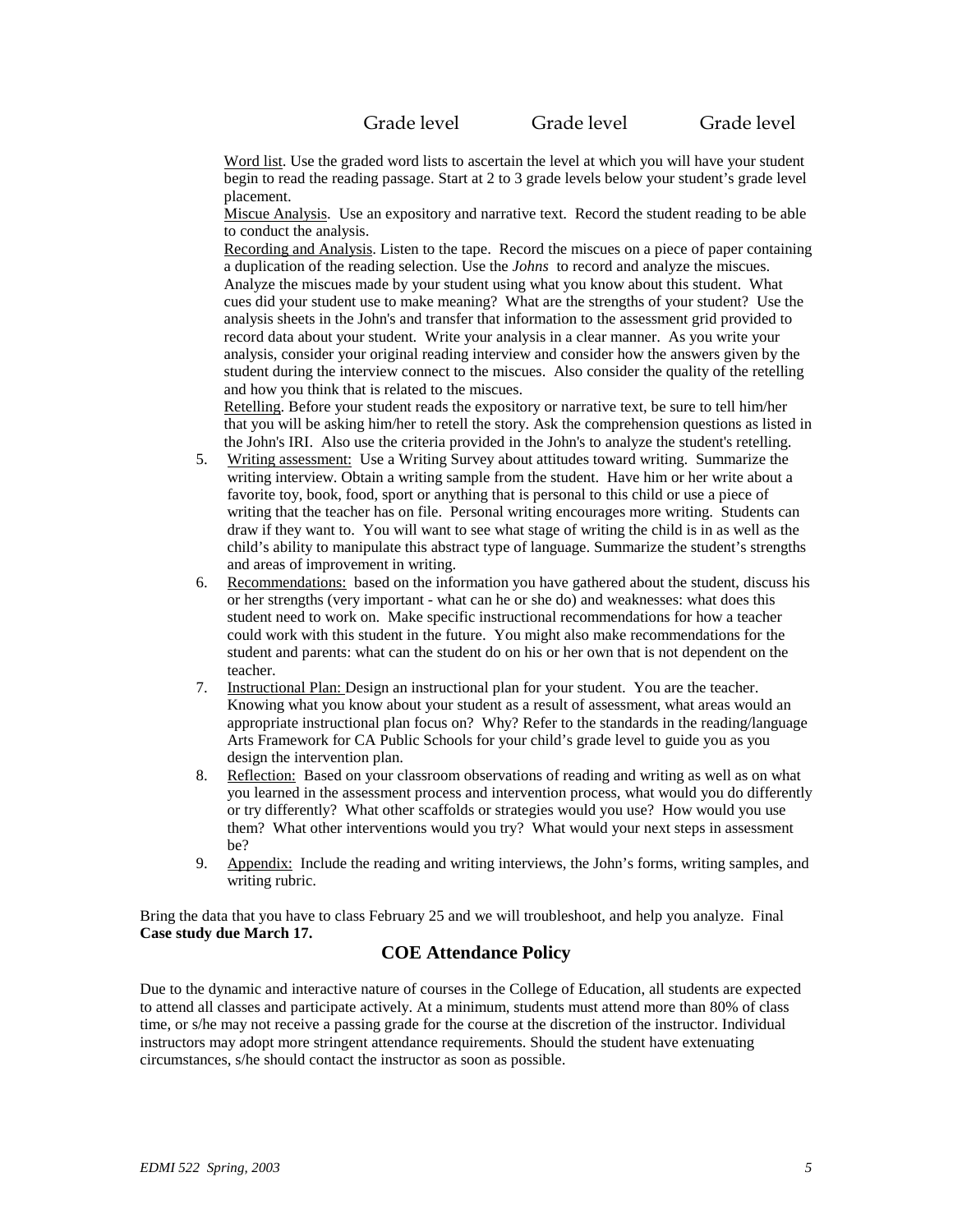Grade level Grade level Grade level

Word list. Use the graded word lists to ascertain the level at which you will have your student begin to read the reading passage. Start at 2 to 3 grade levels below your student's grade level placement.

Miscue Analysis. Use an expository and narrative text. Record the student reading to be able to conduct the analysis.

Recording and Analysis. Listen to the tape. Record the miscues on a piece of paper containing a duplication of the reading selection. Use the *Johns* to record and analyze the miscues. Analyze the miscues made by your student using what you know about this student. What cues did your student use to make meaning? What are the strengths of your student? Use the analysis sheets in the John's and transfer that information to the assessment grid provided to record data about your student. Write your analysis in a clear manner. As you write your analysis, consider your original reading interview and consider how the answers given by the student during the interview connect to the miscues. Also consider the quality of the retelling and how you think that is related to the miscues.

Retelling. Before your student reads the expository or narrative text, be sure to tell him/her that you will be asking him/her to retell the story. Ask the comprehension questions as listed in the John's IRI. Also use the criteria provided in the John's to analyze the student's retelling.

5. Writing assessment: Use a Writing Survey about attitudes toward writing. Summarize the writing interview. Obtain a writing sample from the student. Have him or her write about a favorite toy, book, food, sport or anything that is personal to this child or use a piece of writing that the teacher has on file. Personal writing encourages more writing. Students can draw if they want to. You will want to see what stage of writing the child is in as well as the child's ability to manipulate this abstract type of language. Summarize the student's strengths and areas of improvement in writing.
6. Recommendations: based on the information you have gathered about the student, discuss his or her strengths (very important - what can he or she do) and weaknesses: what does this student need to work on. Make specific instructional recommendations for how a teacher could work with this student in the future. You might also make recommendations for the student and parents: what can the student do on his or her own that is not dependent on the teacher.
7. Instructional Plan: Design an instructional plan for your student. You are the teacher. Knowing what you know about your student as a result of assessment, what areas would an appropriate instructional plan focus on? Why? Refer to the standards in the reading/language Arts Framework for CA Public Schools for your child's grade level to guide you as you design the intervention plan.
8. Reflection: Based on your classroom observations of reading and writing as well as on what you learned in the assessment process and intervention process, what would you do differently or try differently? What other scaffolds or strategies would you use? How would you use them? What other interventions would you try? What would your next steps in assessment be?
9. Appendix: Include the reading and writing interviews, the John's forms, writing samples, and writing rubric.

Bring the data that you have to class February 25 and we will troubleshoot, and help you analyze. Final **Case study due March 17.**

## COE Attendance Policy

Due to the dynamic and interactive nature of courses in the College of Education, all students are expected to attend all classes and participate actively. At a minimum, students must attend more than 80% of class time, or s/he may not receive a passing grade for the course at the discretion of the instructor. Individual instructors may adopt more stringent attendance requirements. Should the student have extenuating circumstances, s/he should contact the instructor as soon as possible.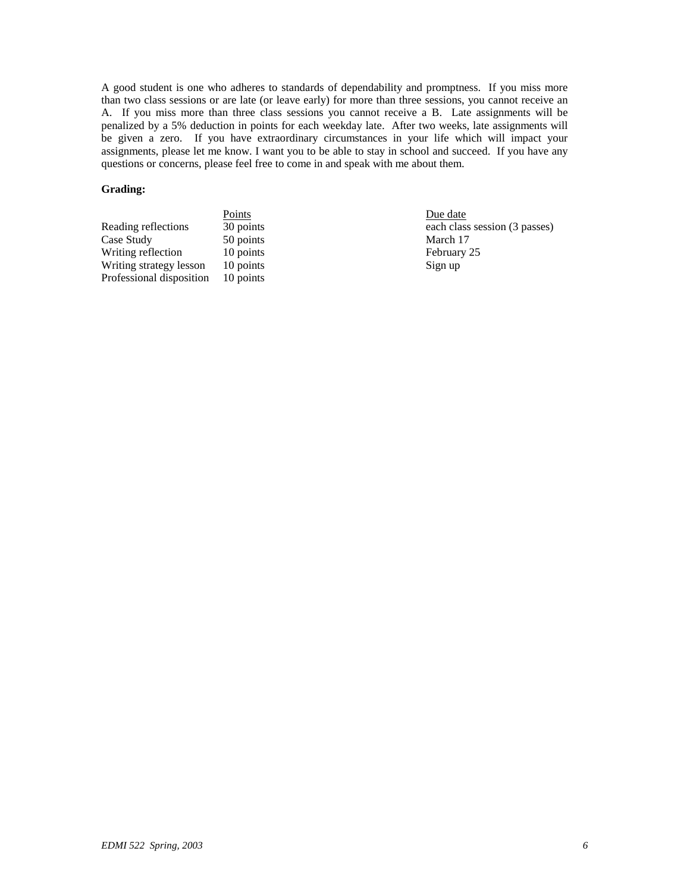A good student is one who adheres to standards of dependability and promptness. If you miss more than two class sessions or are late (or leave early) for more than three sessions, you cannot receive an A. If you miss more than three class sessions you cannot receive a B. Late assignments will be penalized by a 5% deduction in points for each weekday late. After two weeks, late assignments will be given a zero. If you have extraordinary circumstances in your life which will impact your assignments, please let me know. I want you to be able to stay in school and succeed. If you have any questions or concerns, please feel free to come in and speak with me about them.

**Grading:**

| | Points | Due date |
|---|---|---|
| Reading reflections | 30 points | each class session (3 passes) |
| Case Study | 50 points | March 17 |
| Writing reflection | 10 points | February 25 |
| Writing strategy lesson | 10 points | Sign up |
| Professional disposition | 10 points | |